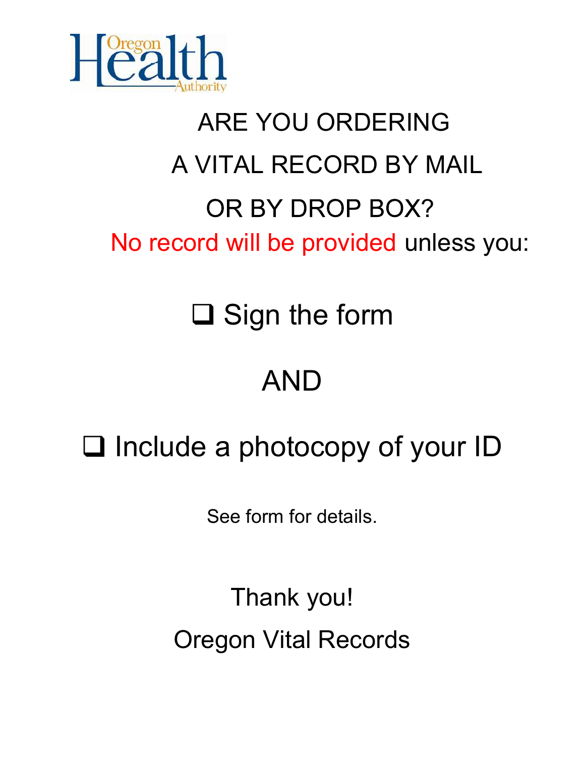Oregon Health Authority

# ARE YOU ORDERING A VITAL RECORD BY MAIL OR BY DROP BOX?

No record will be provided unless you:

- [ ] Sign the form

AND

- [ ] Include a photocopy of your ID

See form for details.

Thank you!

Oregon Vital Records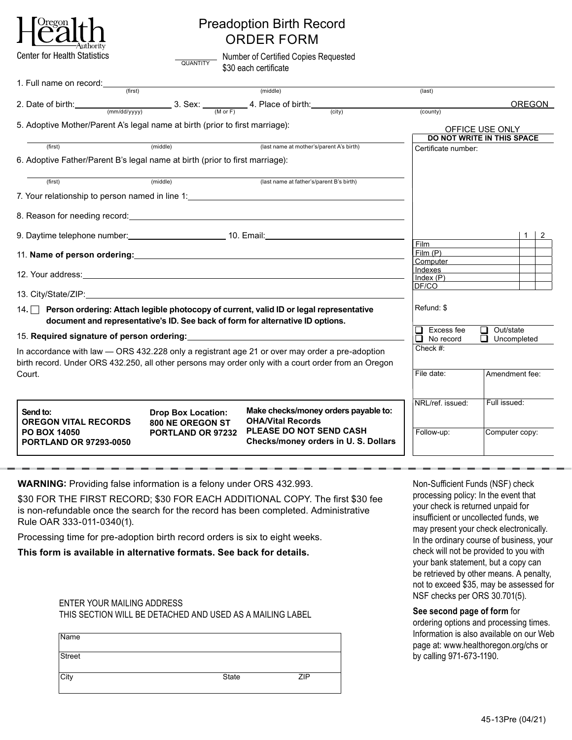Oregon Health Authority
Center for Health Statistics

# Preadoption Birth Record
## ORDER FORM

_______ QUANTITY — Number of Certified Copies Requested
$30 each certificate

1. Full name on record: ____________ (first) ____________ (middle) ____________ (last)

2. Date of birth: ____________ (mm/dd/yyyy) 3. Sex: ______ (M or F) 4. Place of birth: ____________ (city) ____________ (county) OREGON

5. Adoptive Mother/Parent A's legal name at birth (prior to first marriage):

____________ (first) ____________ (middle) ____________ (last name at mother's/parent A's birth)

6. Adoptive Father/Parent B's legal name at birth (prior to first marriage):

____________ (first) ____________ (middle) ____________ (last name at father's/parent B's birth)

7. Your relationship to person named in line 1: ____________

8. Reason for needing record: ____________

9. Daytime telephone number: ____________ 10. Email: ____________

11. **Name of person ordering:** ____________

12. Your address: ____________

13. City/State/ZIP: ____________

14. ☐ **Person ordering: Attach legible photocopy of current, valid ID or legal representative document and representative's ID. See back of form for alternative ID options.**

15. **Required signature of person ordering:** ____________

In accordance with law — ORS 432.228 only a registrant age 21 or over may order a pre-adoption birth record. Under ORS 432.250, all other persons may order only with a court order from an Oregon Court.

| **Send to:** | **Drop Box Location:** | **Make checks/money orders payable to:** |
|---|---|---|
| **OREGON VITAL RECORDS**<br>**PO BOX 14050**<br>**PORTLAND OR 97293-0050** | **800 NE OREGON ST**<br>**PORTLAND OR 97232** | **OHA/Vital Records**<br>**PLEASE DO NOT SEND CASH**<br>**Checks/money orders in U. S. Dollars** |

OFFICE USE ONLY
**DO NOT WRITE IN THIS SPACE**

Certificate number:

| | 1 | 2 |
|---|---|---|
| Film | | |
| Film (P) | | |
| Computer | | |
| Indexes | | |
| Index (P) | | |
| DF/CO | | |

Refund: $

☐ Excess fee ☐ Out/state
☐ No record ☐ Uncompleted

Check #:

| File date: | Amendment fee: |
|---|---|
| NRL/ref. issued: | Full issued: |
| Follow-up: | Computer copy: |

---

**WARNING:** Providing false information is a felony under ORS 432.993.

$30 FOR THE FIRST RECORD; $30 FOR EACH ADDITIONAL COPY. The first $30 fee is non-refundable once the search for the record has been completed. Administrative Rule OAR 333-011-0340(1).

Processing time for pre-adoption birth record orders is six to eight weeks.

**This form is available in alternative formats. See back for details.**

ENTER YOUR MAILING ADDRESS
THIS SECTION WILL BE DETACHED AND USED AS A MAILING LABEL

| Name | | |
|---|---|---|
| Street | | |
| City | State | ZIP |

Non-Sufficient Funds (NSF) check processing policy: In the event that your check is returned unpaid for insufficient or uncollected funds, we may present your check electronically. In the ordinary course of business, your check will not be provided to you with your bank statement, but a copy can be retrieved by other means. A penalty, not to exceed $35, may be assessed for NSF checks per ORS 30.701(5).

**See second page of form** for ordering options and processing times. Information is also available on our Web page at: www.healthoregon.org/chs or by calling 971-673-1190.

45-13Pre (04/21)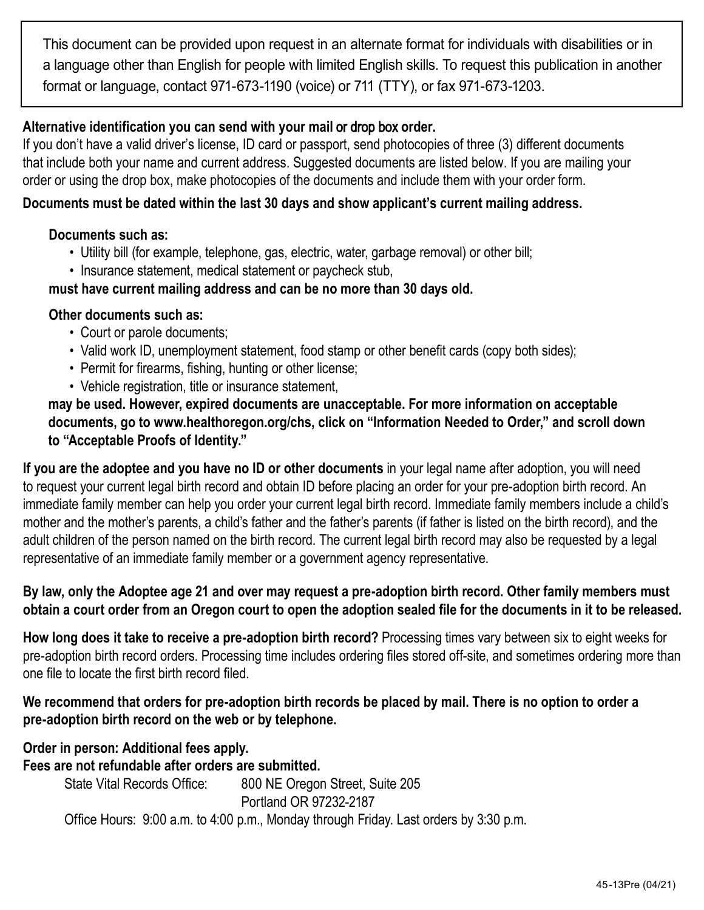This document can be provided upon request in an alternate format for individuals with disabilities or in a language other than English for people with limited English skills. To request this publication in another format or language, contact 971-673-1190 (voice) or 711 (TTY), or fax 971-673-1203.

**Alternative identification you can send with your mail or drop box order.**

If you don't have a valid driver's license, ID card or passport, send photocopies of three (3) different documents that include both your name and current address. Suggested documents are listed below. If you are mailing your order or using the drop box, make photocopies of the documents and include them with your order form.

**Documents must be dated within the last 30 days and show applicant's current mailing address.**

**Documents such as:**

- Utility bill (for example, telephone, gas, electric, water, garbage removal) or other bill;
- Insurance statement, medical statement or paycheck stub,

**must have current mailing address and can be no more than 30 days old.**

**Other documents such as:**

- Court or parole documents;
- Valid work ID, unemployment statement, food stamp or other benefit cards (copy both sides);
- Permit for firearms, fishing, hunting or other license;
- Vehicle registration, title or insurance statement,

**may be used. However, expired documents are unacceptable. For more information on acceptable documents, go to www.healthoregon.org/chs, click on "Information Needed to Order," and scroll down to "Acceptable Proofs of Identity."**

**If you are the adoptee and you have no ID or other documents** in your legal name after adoption, you will need to request your current legal birth record and obtain ID before placing an order for your pre-adoption birth record. An immediate family member can help you order your current legal birth record. Immediate family members include a child's mother and the mother's parents, a child's father and the father's parents (if father is listed on the birth record), and the adult children of the person named on the birth record. The current legal birth record may also be requested by a legal representative of an immediate family member or a government agency representative.

**By law, only the Adoptee age 21 and over may request a pre-adoption birth record. Other family members must obtain a court order from an Oregon court to open the adoption sealed file for the documents in it to be released.**

**How long does it take to receive a pre-adoption birth record?** Processing times vary between six to eight weeks for pre-adoption birth record orders. Processing time includes ordering files stored off-site, and sometimes ordering more than one file to locate the first birth record filed.

**We recommend that orders for pre-adoption birth records be placed by mail. There is no option to order a pre-adoption birth record on the web or by telephone.**

**Order in person: Additional fees apply.**
**Fees are not refundable after orders are submitted.**

State Vital Records Office: 800 NE Oregon Street, Suite 205
Portland OR 97232-2187

Office Hours: 9:00 a.m. to 4:00 p.m., Monday through Friday. Last orders by 3:30 p.m.

45-13Pre (04/21)